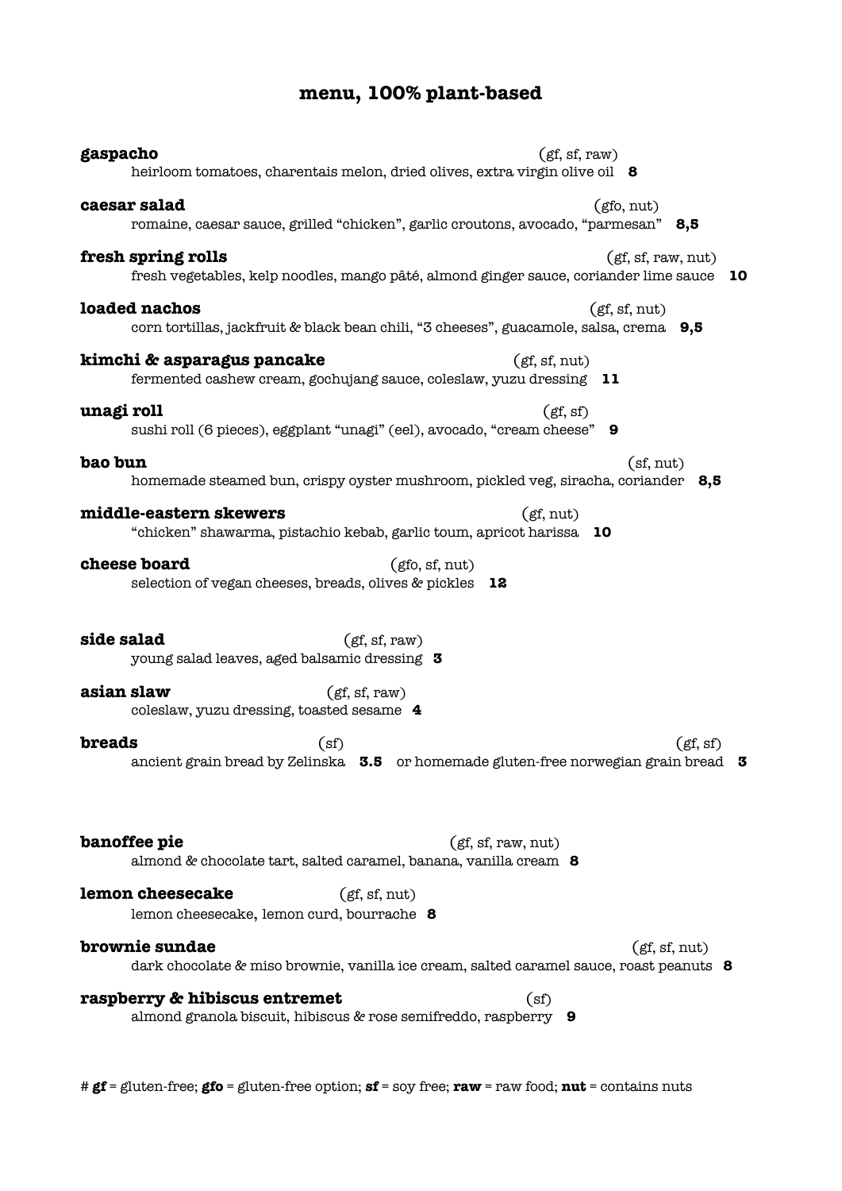# menu, 100% plant-based

**gaspacho** (gf, sf, raw)
heirloom tomatoes, charentais melon, dried olives, extra virgin olive oil **8**

**caesar salad** (gfo, nut)
romaine, caesar sauce, grilled "chicken", garlic croutons, avocado, "parmesan" **8,5**

**fresh spring rolls** (gf, sf, raw, nut)
fresh vegetables, kelp noodles, mango pâté, almond ginger sauce, coriander lime sauce **10**

**loaded nachos** (gf, sf, nut)
corn tortillas, jackfruit & black bean chili, "3 cheeses", guacamole, salsa, crema **9,5**

**kimchi & asparagus pancake** (gf, sf, nut)
fermented cashew cream, gochujang sauce, coleslaw, yuzu dressing **11**

**unagi roll** (gf, sf)
sushi roll (6 pieces), eggplant "unagi" (eel), avocado, "cream cheese" **9**

**bao bun** (sf, nut)
homemade steamed bun, crispy oyster mushroom, pickled veg, siracha, coriander **8,5**

**middle-eastern skewers** (gf, nut)
"chicken" shawarma, pistachio kebab, garlic toum, apricot harissa **10**

**cheese board** (gfo, sf, nut)
selection of vegan cheeses, breads, olives & pickles **12**

**side salad** (gf, sf, raw)
young salad leaves, aged balsamic dressing **3**

**asian slaw** (gf, sf, raw)
coleslaw, yuzu dressing, toasted sesame **4**

**breads** (sf) (gf, sf)
ancient grain bread by Zelinska **3.5** or homemade gluten-free norwegian grain bread **3**

**banoffee pie** (gf, sf, raw, nut)
almond & chocolate tart, salted caramel, banana, vanilla cream **8**

**lemon cheesecake** (gf, sf, nut)
lemon cheesecake, lemon curd, bourrache **8**

**brownie sundae** (gf, sf, nut)
dark chocolate & miso brownie, vanilla ice cream, salted caramel sauce, roast peanuts **8**

**raspberry & hibiscus entremet** (sf)
almond granola biscuit, hibiscus & rose semifreddo, raspberry **9**

# **gf** = gluten-free; **gfo** = gluten-free option; **sf** = soy free; **raw** = raw food; **nut** = contains nuts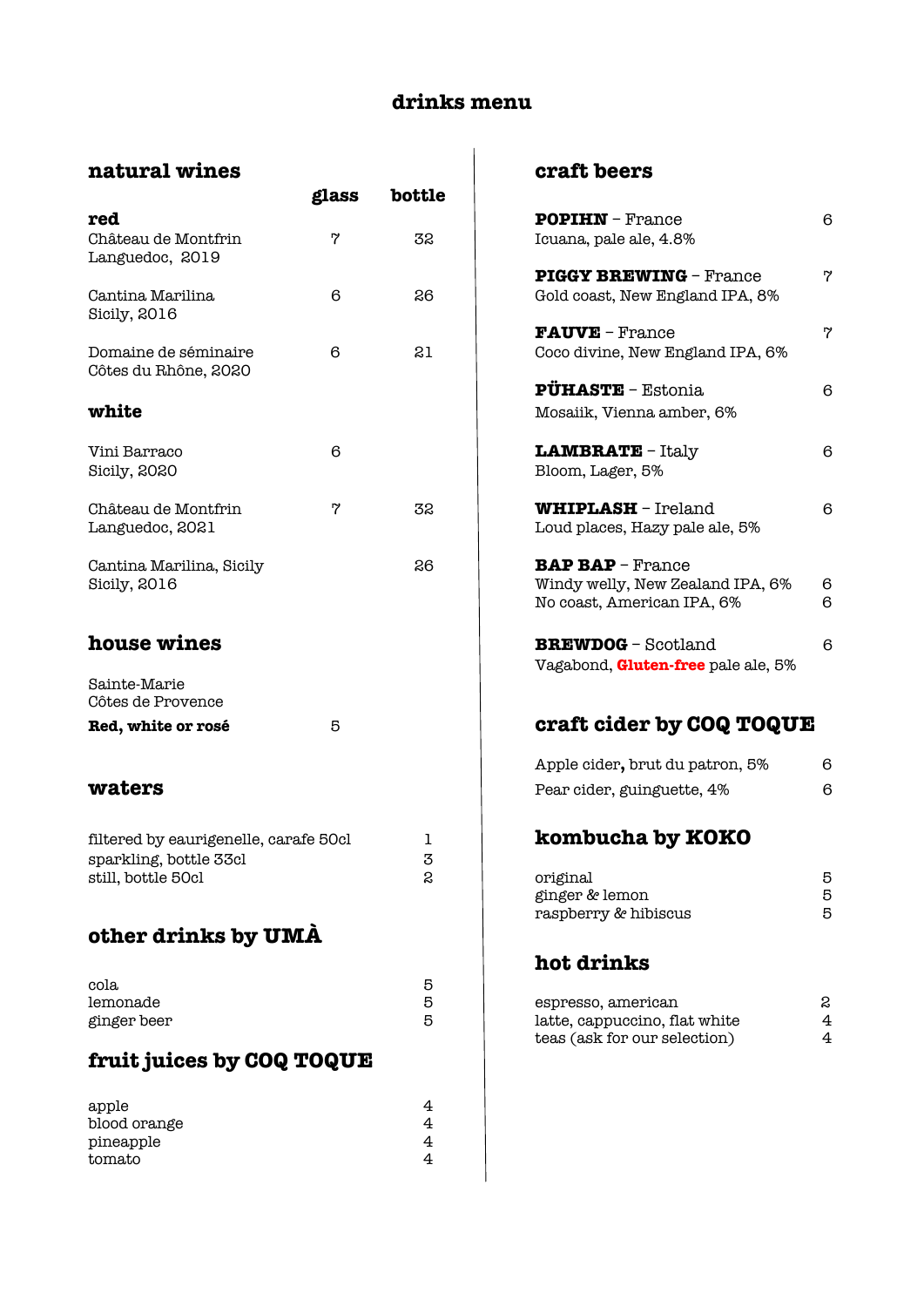# drinks menu

## natural wines

| | glass | bottle |
|---|---|---|
| **red** | | |
| Château de Montfrin<br>Languedoc, 2019 | 7 | 32 |
| Cantina Marilina<br>Sicily, 2016 | 6 | 26 |
| Domaine de séminaire<br>Côtes du Rhône, 2020 | 6 | 21 |
| **white** | | |
| Vini Barraco<br>Sicily, 2020 | 6 | |
| Château de Montfrin<br>Languedoc, 2021 | 7 | 32 |
| Cantina Marilina, Sicily<br>Sicily, 2016 | | 26 |

## house wines

| | |
|---|---|
| Sainte-Marie<br>Côtes de Provence<br>**Red, white or rosé** | 5 |

## waters

| | |
|---|---|
| filtered by eaurigenelle, carafe 50cl | 1 |
| sparkling, bottle 33cl | 3 |
| still, bottle 50cl | 2 |

## other drinks by UMÀ

| | |
|---|---|
| cola | 5 |
| lemonade | 5 |
| ginger beer | 5 |

## fruit juices by COQ TOQUE

| | |
|---|---|
| apple | 4 |
| blood orange | 4 |
| pineapple | 4 |
| tomato | 4 |

## craft beers

| | |
|---|---|
| **POPIHN** - France<br>Icuana, pale ale, 4.8% | 6 |
| **PIGGY BREWING** - France<br>Gold coast, New England IPA, 8% | 7 |
| **FAUVE** - France<br>Coco divine, New England IPA, 6% | 7 |
| **PÜHASTE** - Estonia<br>Mosaiik, Vienna amber, 6% | 6 |
| **LAMBRATE** - Italy<br>Bloom, Lager, 5% | 6 |
| **WHIPLASH** - Ireland<br>Loud places, Hazy pale ale, 5% | 6 |
| **BAP BAP** - France<br>Windy welly, New Zealand IPA, 6% | 6 |
| No coast, American IPA, 6% | 6 |
| **BREWDOG** - Scotland<br>Vagabond, **Gluten-free** pale ale, 5% | 6 |

## craft cider by COQ TOQUE

| | |
|---|---|
| Apple cider, brut du patron, 5% | 6 |
| Pear cider, guinguette, 4% | 6 |

## kombucha by KOKO

| | |
|---|---|
| original | 5 |
| ginger & lemon | 5 |
| raspberry & hibiscus | 5 |

## hot drinks

| | |
|---|---|
| espresso, american | 2 |
| latte, cappuccino, flat white | 4 |
| teas (ask for our selection) | 4 |